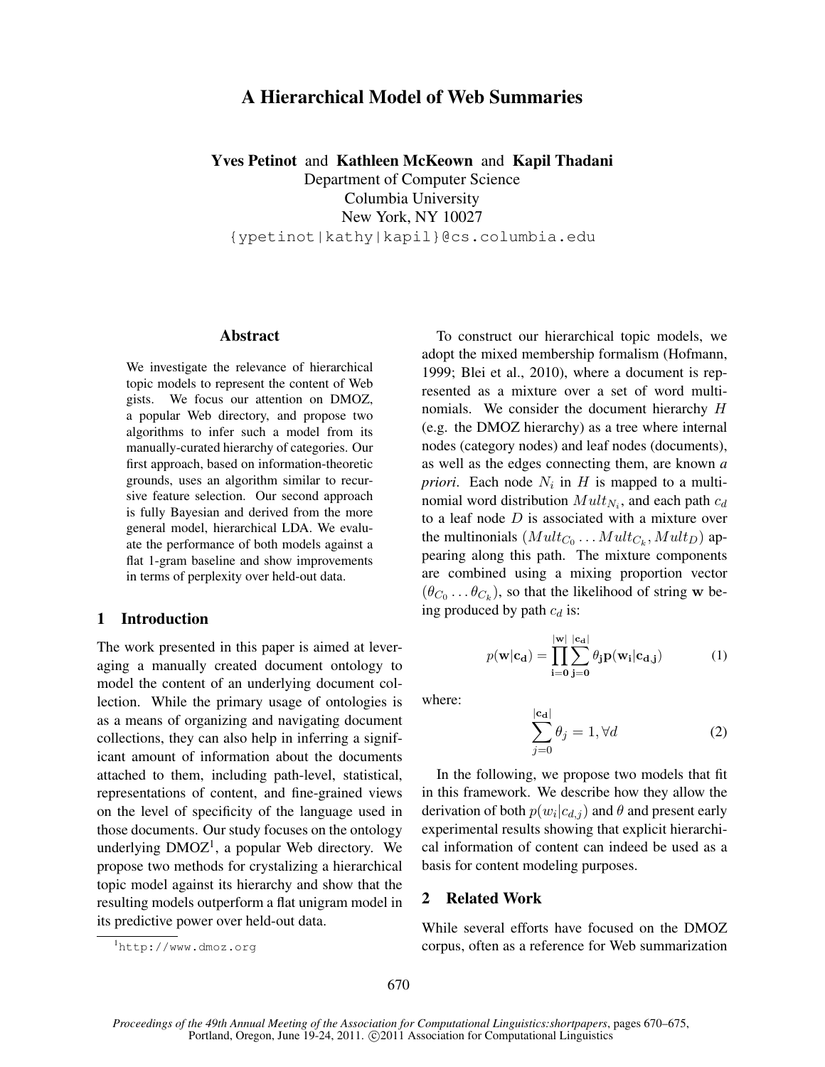# A Hierarchical Model of Web Summaries

**Yves Petinot** and **Kathleen McKeown** and **Kapil Thadani**
Department of Computer Science
Columbia University
New York, NY 10027
{ypetinot|kathy|kapil}@cs.columbia.edu

## Abstract

We investigate the relevance of hierarchical topic models to represent the content of Web gists. We focus our attention on DMOZ, a popular Web directory, and propose two algorithms to infer such a model from its manually-curated hierarchy of categories. Our first approach, based on information-theoretic grounds, uses an algorithm similar to recursive feature selection. Our second approach is fully Bayesian and derived from the more general model, hierarchical LDA. We evaluate the performance of both models against a flat 1-gram baseline and show improvements in terms of perplexity over held-out data.

## 1 Introduction

The work presented in this paper is aimed at leveraging a manually created document ontology to model the content of an underlying document collection. While the primary usage of ontologies is as a means of organizing and navigating document collections, they can also help in inferring a significant amount of information about the documents attached to them, including path-level, statistical, representations of content, and fine-grained views on the level of specificity of the language used in those documents. Our study focuses on the ontology underlying DMOZ[1], a popular Web directory. We propose two methods for crystalizing a hierarchical topic model against its hierarchy and show that the resulting models outperform a flat unigram model in its predictive power over held-out data.

[1] http://www.dmoz.org

To construct our hierarchical topic models, we adopt the mixed membership formalism (Hofmann, 1999; Blei et al., 2010), where a document is represented as a mixture over a set of word multinomials. We consider the document hierarchy $H$ (e.g. the DMOZ hierarchy) as a tree where internal nodes (category nodes) and leaf nodes (documents), as well as the edges connecting them, are known *a priori*. Each node $N_i$ in $H$ is mapped to a multinomial word distribution $Mult_{N_i}$, and each path $c_d$ to a leaf node $D$ is associated with a mixture over the multinonials $(Mult_{C_0} \ldots Mult_{C_k}, Mult_D)$ appearing along this path. The mixture components are combined using a mixing proportion vector $(\theta_{C_0} \ldots \theta_{C_k})$, so that the likelihood of string $\mathbf{w}$ being produced by path $c_d$ is:

$$p(\mathbf{w}|\mathbf{c_d}) = \prod_{\mathbf{i=0}}^{|\mathbf{w}|} \sum_{\mathbf{j=0}}^{|\mathbf{c_d}|} \theta_{\mathbf{j}} \mathbf{p}(\mathbf{w_i}|\mathbf{c_{d,j}}) \tag{1}$$

where:

$$\sum_{j=0}^{|\mathbf{c_d}|} \theta_j = 1, \forall d \tag{2}$$

In the following, we propose two models that fit in this framework. We describe how they allow the derivation of both $p(w_i|c_{d,j})$ and $\theta$ and present early experimental results showing that explicit hierarchical information of content can indeed be used as a basis for content modeling purposes.

## 2 Related Work

While several efforts have focused on the DMOZ corpus, often as a reference for Web summarization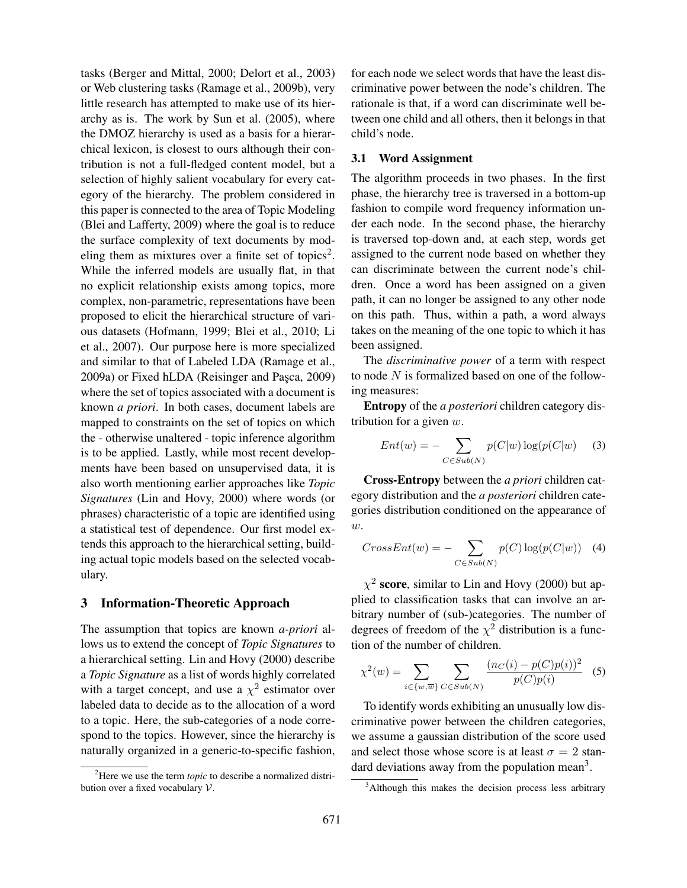tasks (Berger and Mittal, 2000; Delort et al., 2003) or Web clustering tasks (Ramage et al., 2009b), very little research has attempted to make use of its hierarchy as is. The work by Sun et al. (2005), where the DMOZ hierarchy is used as a basis for a hierarchical lexicon, is closest to ours although their contribution is not a full-fledged content model, but a selection of highly salient vocabulary for every category of the hierarchy. The problem considered in this paper is connected to the area of Topic Modeling (Blei and Lafferty, 2009) where the goal is to reduce the surface complexity of text documents by modeling them as mixtures over a finite set of topics[2]. While the inferred models are usually flat, in that no explicit relationship exists among topics, more complex, non-parametric, representations have been proposed to elicit the hierarchical structure of various datasets (Hofmann, 1999; Blei et al., 2010; Li et al., 2007). Our purpose here is more specialized and similar to that of Labeled LDA (Ramage et al., 2009a) or Fixed hLDA (Reisinger and Paşca, 2009) where the set of topics associated with a document is known *a priori*. In both cases, document labels are mapped to constraints on the set of topics on which the - otherwise unaltered - topic inference algorithm is to be applied. Lastly, while most recent developments have been based on unsupervised data, it is also worth mentioning earlier approaches like *Topic Signatures* (Lin and Hovy, 2000) where words (or phrases) characteristic of a topic are identified using a statistical test of dependence. Our first model extends this approach to the hierarchical setting, building actual topic models based on the selected vocabulary.

## 3 Information-Theoretic Approach

The assumption that topics are known *a-priori* allows us to extend the concept of *Topic Signatures* to a hierarchical setting. Lin and Hovy (2000) describe a *Topic Signature* as a list of words highly correlated with a target concept, and use a $\chi^2$ estimator over labeled data to decide as to the allocation of a word to a topic. Here, the sub-categories of a node correspond to the topics. However, since the hierarchy is naturally organized in a generic-to-specific fashion, for each node we select words that have the least discriminative power between the node's children. The rationale is that, if a word can discriminate well between one child and all others, then it belongs in that child's node.

### 3.1 Word Assignment

The algorithm proceeds in two phases. In the first phase, the hierarchy tree is traversed in a bottom-up fashion to compile word frequency information under each node. In the second phase, the hierarchy is traversed top-down and, at each step, words get assigned to the current node based on whether they can discriminate between the current node's children. Once a word has been assigned on a given path, it can no longer be assigned to any other node on this path. Thus, within a path, a word always takes on the meaning of the one topic to which it has been assigned.

The *discriminative power* of a term with respect to node $N$ is formalized based on one of the following measures:

**Entropy** of the *a posteriori* children category distribution for a given $w$.

$$Ent(w) = -\sum_{C \in Sub(N)} p(C|w) \log(p(C|w) \quad (3)$$

**Cross-Entropy** between the *a priori* children category distribution and the *a posteriori* children categories distribution conditioned on the appearance of $w$.

$$CrossEnt(w) = -\sum_{C \in Sub(N)} p(C) \log(p(C|w)) \quad (4)$$

$\chi^2$ **score**, similar to Lin and Hovy (2000) but applied to classification tasks that can involve an arbitrary number of (sub-)categories. The number of degrees of freedom of the $\chi^2$ distribution is a function of the number of children.

$$\chi^2(w) = \sum_{i \in \{w, \overline{w}\}} \sum_{C \in Sub(N)} \frac{(n_C(i) - p(C)p(i))^2}{p(C)p(i)} \quad (5)$$

To identify words exhibiting an unusually low discriminative power between the children categories, we assume a gaussian distribution of the score used and select those whose score is at least $\sigma = 2$ standard deviations away from the population mean[3].

[2] Here we use the term *topic* to describe a normalized distribution over a fixed vocabulary $\mathcal{V}$.

[3] Although this makes the decision process less arbitrary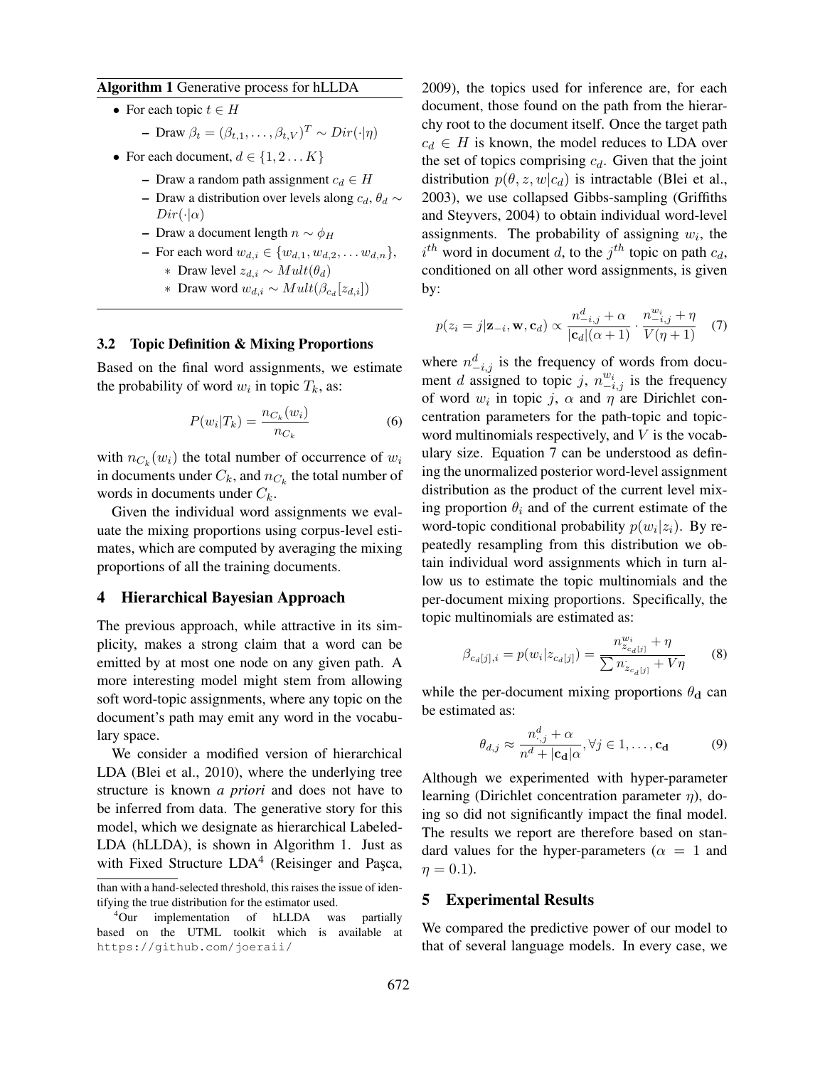**Algorithm 1** Generative process for hLLDA

- For each topic $t \in H$
  - Draw $\beta_t = (\beta_{t,1}, \ldots, \beta_{t,V})^T \sim Dir(\cdot|\eta)$
- For each document, $d \in \{1, 2 \ldots K\}$
  - Draw a random path assignment $c_d \in H$
  - Draw a distribution over levels along $c_d$, $\theta_d \sim Dir(\cdot|\alpha)$
  - Draw a document length $n \sim \phi_H$
  - For each word $w_{d,i} \in \{w_{d,1}, w_{d,2}, \ldots w_{d,n}\}$,
    - Draw level $z_{d,i} \sim Mult(\theta_d)$
    - Draw word $w_{d,i} \sim Mult(\beta_{c_d}[z_{d,i}])$

### 3.2 Topic Definition & Mixing Proportions

Based on the final word assignments, we estimate the probability of word $w_i$ in topic $T_k$, as:

$$P(w_i|T_k) = \frac{n_{C_k}(w_i)}{n_{C_k}} \tag{6}$$

with $n_{C_k}(w_i)$ the total number of occurrence of $w_i$ in documents under $C_k$, and $n_{C_k}$ the total number of words in documents under $C_k$.

Given the individual word assignments we evaluate the mixing proportions using corpus-level estimates, which are computed by averaging the mixing proportions of all the training documents.

## 4 Hierarchical Bayesian Approach

The previous approach, while attractive in its simplicity, makes a strong claim that a word can be emitted by at most one node on any given path. A more interesting model might stem from allowing soft word-topic assignments, where any topic on the document's path may emit any word in the vocabulary space.

We consider a modified version of hierarchical LDA (Blei et al., 2010), where the underlying tree structure is known *a priori* and does not have to be inferred from data. The generative story for this model, which we designate as hierarchical Labeled-LDA (hLLDA), is shown in Algorithm 1. Just as with Fixed Structure LDA[4] (Reisinger and Paşca, 2009), the topics used for inference are, for each document, those found on the path from the hierarchy root to the document itself. Once the target path $c_d \in H$ is known, the model reduces to LDA over the set of topics comprising $c_d$. Given that the joint distribution $p(\theta, z, w|c_d)$ is intractable (Blei et al., 2003), we use collapsed Gibbs-sampling (Griffiths and Steyvers, 2004) to obtain individual word-level assignments. The probability of assigning $w_i$, the $i^{th}$ word in document $d$, to the $j^{th}$ topic on path $c_d$, conditioned on all other word assignments, is given by:

$$p(z_i = j|\mathbf{z}_{-i}, \mathbf{w}, \mathbf{c}_d) \propto \frac{n^d_{-i,j} + \alpha}{|\mathbf{c}_d|(\alpha + 1)} \cdot \frac{n^{w_i}_{-i,j} + \eta}{V(\eta + 1)} \tag{7}$$

where $n^d_{-i,j}$ is the frequency of words from document $d$ assigned to topic $j$, $n^{w_i}_{-i,j}$ is the frequency of word $w_i$ in topic $j$, $\alpha$ and $\eta$ are Dirichlet concentration parameters for the path-topic and topic-word multinomials respectively, and $V$ is the vocabulary size. Equation 7 can be understood as defining the unormalized posterior word-level assignment distribution as the product of the current level mixing proportion $\theta_i$ and of the current estimate of the word-topic conditional probability $p(w_i|z_i)$. By repeatedly resampling from this distribution we obtain individual word assignments which in turn allow us to estimate the topic multinomials and the per-document mixing proportions. Specifically, the topic multinomials are estimated as:

$$\beta_{c_d[j],i} = p(w_i|z_{c_d[j]}) = \frac{n^{w_i}_{z_{c_d[j]}} + \eta}{\sum n^{\cdot}_{z_{c_d[j]}} + V\eta} \tag{8}$$

while the per-document mixing proportions $\theta_\mathbf{d}$ can be estimated as:

$$\theta_{d,j} \approx \frac{n^d_{\cdot,j} + \alpha}{n^d + |\mathbf{c_d}|\alpha}, \forall j \in 1, \ldots, \mathbf{c_d} \tag{9}$$

Although we experimented with hyper-parameter learning (Dirichlet concentration parameter $\eta$), doing so did not significantly impact the final model. The results we report are therefore based on standard values for the hyper-parameters ($\alpha = 1$ and $\eta = 0.1$).

## 5 Experimental Results

We compared the predictive power of our model to that of several language models. In every case, we

---

than with a hand-selected threshold, this raises the issue of identifying the true distribution for the estimator used.

[4]Our implementation of hLLDA was partially based on the UTML toolkit which is available at https://github.com/joeraii/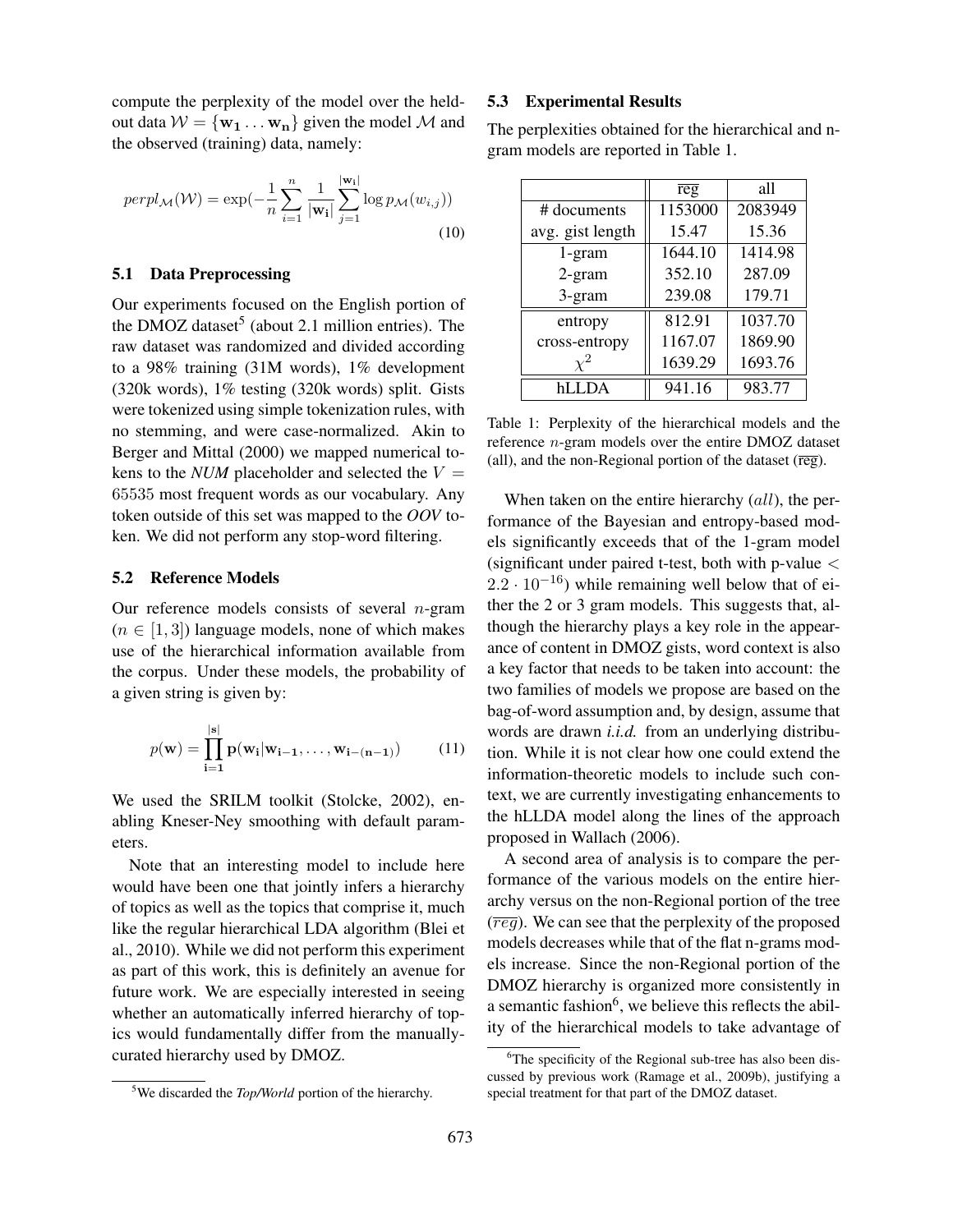compute the perplexity of the model over the held-out data $\mathcal{W} = \{\mathbf{w_1} \ldots \mathbf{w_n}\}$ given the model $\mathcal{M}$ and the observed (training) data, namely:

$$perpl_{\mathcal{M}}(\mathcal{W}) = \exp(-\frac{1}{n}\sum_{i=1}^{n}\frac{1}{|\mathbf{w_i}|}\sum_{j=1}^{|\mathbf{w_i}|}\log p_{\mathcal{M}}(w_{i,j})) \tag{10}$$

### 5.1 Data Preprocessing

Our experiments focused on the English portion of the DMOZ dataset[5] (about 2.1 million entries). The raw dataset was randomized and divided according to a 98% training (31M words), 1% development (320k words), 1% testing (320k words) split. Gists were tokenized using simple tokenization rules, with no stemming, and were case-normalized. Akin to Berger and Mittal (2000) we mapped numerical tokens to the *NUM* placeholder and selected the $V = 65535$ most frequent words as our vocabulary. Any token outside of this set was mapped to the *OOV* token. We did not perform any stop-word filtering.

### 5.2 Reference Models

Our reference models consists of several $n$-gram ($n \in [1,3]$) language models, none of which makes use of the hierarchical information available from the corpus. Under these models, the probability of a given string is given by:

$$p(\mathbf{w}) = \prod_{\mathbf{i=1}}^{|\mathbf{s}|}\mathbf{p}(\mathbf{w_i}|\mathbf{w_{i-1}}, \ldots, \mathbf{w_{i-(n-1)}}) \tag{11}$$

We used the SRILM toolkit (Stolcke, 2002), enabling Kneser-Ney smoothing with default parameters.

Note that an interesting model to include here would have been one that jointly infers a hierarchy of topics as well as the topics that comprise it, much like the regular hierarchical LDA algorithm (Blei et al., 2010). While we did not perform this experiment as part of this work, this is definitely an avenue for future work. We are especially interested in seeing whether an automatically inferred hierarchy of topics would fundamentally differ from the manually-curated hierarchy used by DMOZ.

[5]We discarded the *Top/World* portion of the hierarchy.

### 5.3 Experimental Results

The perplexities obtained for the hierarchical and n-gram models are reported in Table 1.

| | $\overline{\text{reg}}$ | all |
|---|---|---|
| # documents | 1153000 | 2083949 |
| avg. gist length | 15.47 | 15.36 |
| 1-gram | 1644.10 | 1414.98 |
| 2-gram | 352.10 | 287.09 |
| 3-gram | 239.08 | 179.71 |
| entropy | 812.91 | 1037.70 |
| cross-entropy | 1167.07 | 1869.90 |
| $\chi^2$ | 1639.29 | 1693.76 |
| hLLDA | 941.16 | 983.77 |

Table 1: Perplexity of the hierarchical models and the reference $n$-gram models over the entire DMOZ dataset (all), and the non-Regional portion of the dataset ($\overline{\text{reg}}$).

When taken on the entire hierarchy ($all$), the performance of the Bayesian and entropy-based models significantly exceeds that of the 1-gram model (significant under paired t-test, both with p-value $< 2.2 \cdot 10^{-16}$) while remaining well below that of either the 2 or 3 gram models. This suggests that, although the hierarchy plays a key role in the appearance of content in DMOZ gists, word context is also a key factor that needs to be taken into account: the two families of models we propose are based on the bag-of-word assumption and, by design, assume that words are drawn *i.i.d.* from an underlying distribution. While it is not clear how one could extend the information-theoretic models to include such context, we are currently investigating enhancements to the hLLDA model along the lines of the approach proposed in Wallach (2006).

A second area of analysis is to compare the performance of the various models on the entire hierarchy versus on the non-Regional portion of the tree ($\overline{reg}$). We can see that the perplexity of the proposed models decreases while that of the flat n-grams models increase. Since the non-Regional portion of the DMOZ hierarchy is organized more consistently in a semantic fashion[6], we believe this reflects the ability of the hierarchical models to take advantage of

[6]The specificity of the Regional sub-tree has also been discussed by previous work (Ramage et al., 2009b), justifying a special treatment for that part of the DMOZ dataset.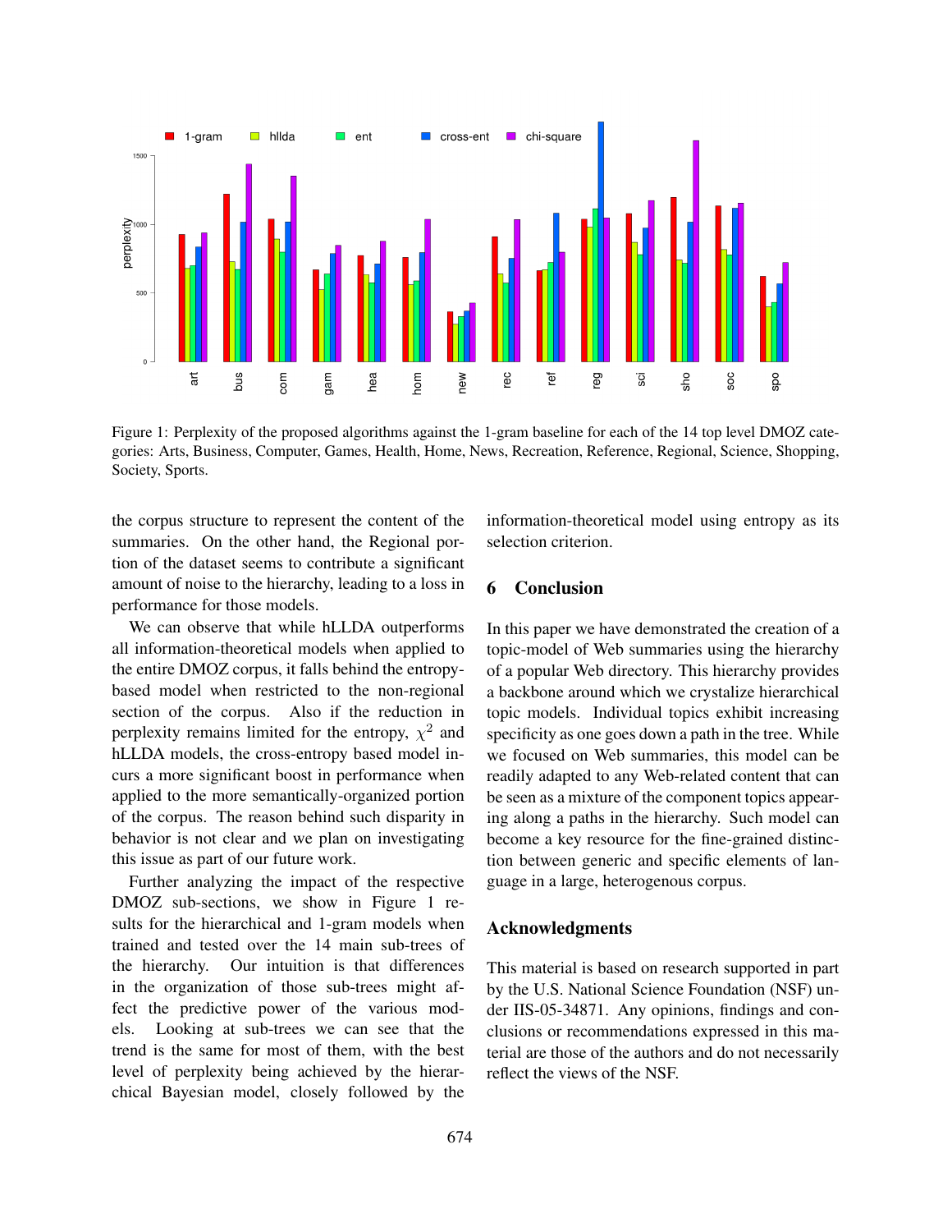1-gram hllda ent cross-ent chi-square

perplexity

1500

1000

500

0

art bus com gam hea hom new rec ref reg sci sho soc spo

Figure 1: Perplexity of the proposed algorithms against the 1-gram baseline for each of the 14 top level DMOZ categories: Arts, Business, Computer, Games, Health, Home, News, Recreation, Reference, Regional, Science, Shopping, Society, Sports.

the corpus structure to represent the content of the summaries. On the other hand, the Regional portion of the dataset seems to contribute a significant amount of noise to the hierarchy, leading to a loss in performance for those models.

We can observe that while hLLDA outperforms all information-theoretical models when applied to the entire DMOZ corpus, it falls behind the entropy-based model when restricted to the non-regional section of the corpus. Also if the reduction in perplexity remains limited for the entropy, $\chi^2$ and hLLDA models, the cross-entropy based model incurs a more significant boost in performance when applied to the more semantically-organized portion of the corpus. The reason behind such disparity in behavior is not clear and we plan on investigating this issue as part of our future work.

Further analyzing the impact of the respective DMOZ sub-sections, we show in Figure 1 results for the hierarchical and 1-gram models when trained and tested over the 14 main sub-trees of the hierarchy. Our intuition is that differences in the organization of those sub-trees might affect the predictive power of the various models. Looking at sub-trees we can see that the trend is the same for most of them, with the best level of perplexity being achieved by the hierarchical Bayesian model, closely followed by the information-theoretical model using entropy as its selection criterion.

## 6 Conclusion

In this paper we have demonstrated the creation of a topic-model of Web summaries using the hierarchy of a popular Web directory. This hierarchy provides a backbone around which we crystalize hierarchical topic models. Individual topics exhibit increasing specificity as one goes down a path in the tree. While we focused on Web summaries, this model can be readily adapted to any Web-related content that can be seen as a mixture of the component topics appearing along a paths in the hierarchy. Such model can become a key resource for the fine-grained distinction between generic and specific elements of language in a large, heterogenous corpus.

## Acknowledgments

This material is based on research supported in part by the U.S. National Science Foundation (NSF) under IIS-05-34871. Any opinions, findings and conclusions or recommendations expressed in this material are those of the authors and do not necessarily reflect the views of the NSF.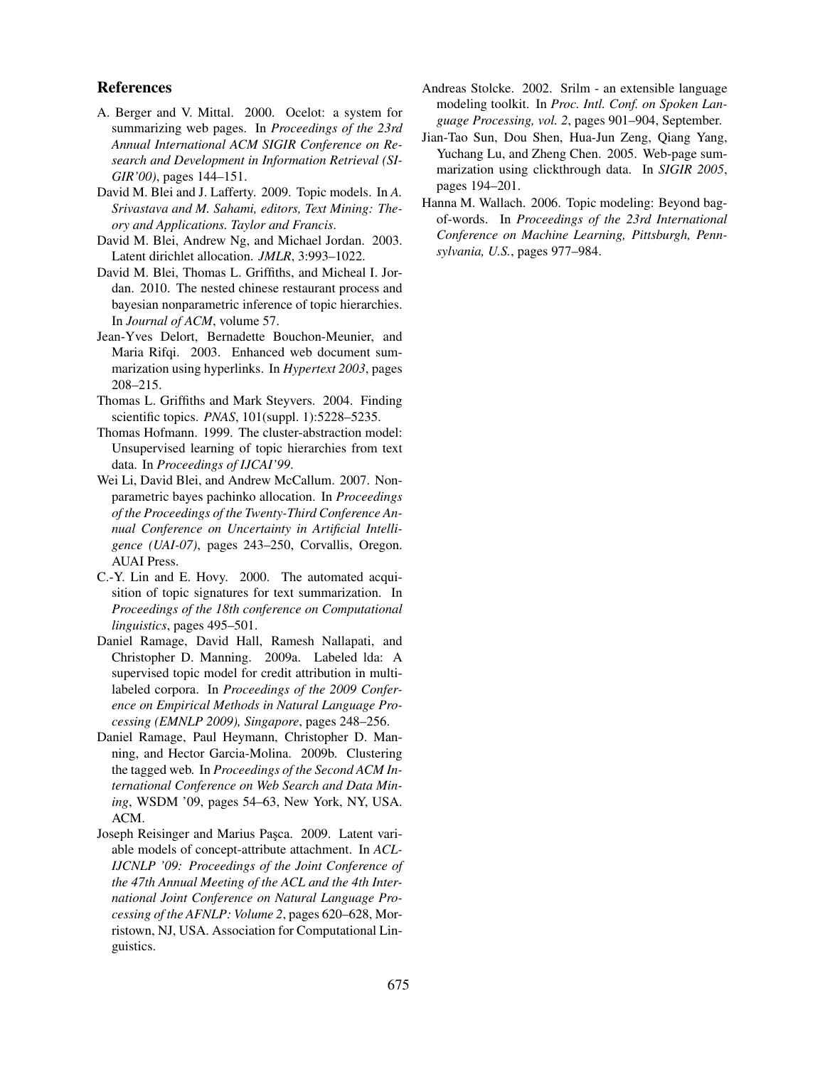## References

A. Berger and V. Mittal. 2000. Ocelot: a system for summarizing web pages. In *Proceedings of the 23rd Annual International ACM SIGIR Conference on Research and Development in Information Retrieval (SIGIR'00)*, pages 144–151.

David M. Blei and J. Lafferty. 2009. Topic models. In *A. Srivastava and M. Sahami, editors, Text Mining: Theory and Applications. Taylor and Francis*.

David M. Blei, Andrew Ng, and Michael Jordan. 2003. Latent dirichlet allocation. *JMLR*, 3:993–1022.

David M. Blei, Thomas L. Griffiths, and Micheal I. Jordan. 2010. The nested chinese restaurant process and bayesian nonparametric inference of topic hierarchies. In *Journal of ACM*, volume 57.

Jean-Yves Delort, Bernadette Bouchon-Meunier, and Maria Rifqi. 2003. Enhanced web document summarization using hyperlinks. In *Hypertext 2003*, pages 208–215.

Thomas L. Griffiths and Mark Steyvers. 2004. Finding scientific topics. *PNAS*, 101(suppl. 1):5228–5235.

Thomas Hofmann. 1999. The cluster-abstraction model: Unsupervised learning of topic hierarchies from text data. In *Proceedings of IJCAI'99*.

Wei Li, David Blei, and Andrew McCallum. 2007. Nonparametric bayes pachinko allocation. In *Proceedings of the Proceedings of the Twenty-Third Conference Annual Conference on Uncertainty in Artificial Intelligence (UAI-07)*, pages 243–250, Corvallis, Oregon. AUAI Press.

C.-Y. Lin and E. Hovy. 2000. The automated acquisition of topic signatures for text summarization. In *Proceedings of the 18th conference on Computational linguistics*, pages 495–501.

Daniel Ramage, David Hall, Ramesh Nallapati, and Christopher D. Manning. 2009a. Labeled lda: A supervised topic model for credit attribution in multi-labeled corpora. In *Proceedings of the 2009 Conference on Empirical Methods in Natural Language Processing (EMNLP 2009), Singapore*, pages 248–256.

Daniel Ramage, Paul Heymann, Christopher D. Manning, and Hector Garcia-Molina. 2009b. Clustering the tagged web. In *Proceedings of the Second ACM International Conference on Web Search and Data Mining*, WSDM '09, pages 54–63, New York, NY, USA. ACM.

Joseph Reisinger and Marius Paşca. 2009. Latent variable models of concept-attribute attachment. In *ACL-IJCNLP '09: Proceedings of the Joint Conference of the 47th Annual Meeting of the ACL and the 4th International Joint Conference on Natural Language Processing of the AFNLP: Volume 2*, pages 620–628, Morristown, NJ, USA. Association for Computational Linguistics.

Andreas Stolcke. 2002. Srilm - an extensible language modeling toolkit. In *Proc. Intl. Conf. on Spoken Language Processing, vol. 2*, pages 901–904, September.

Jian-Tao Sun, Dou Shen, Hua-Jun Zeng, Qiang Yang, Yuchang Lu, and Zheng Chen. 2005. Web-page summarization using clickthrough data. In *SIGIR 2005*, pages 194–201.

Hanna M. Wallach. 2006. Topic modeling: Beyond bag-of-words. In *Proceedings of the 23rd International Conference on Machine Learning, Pittsburgh, Pennsylvania, U.S.*, pages 977–984.